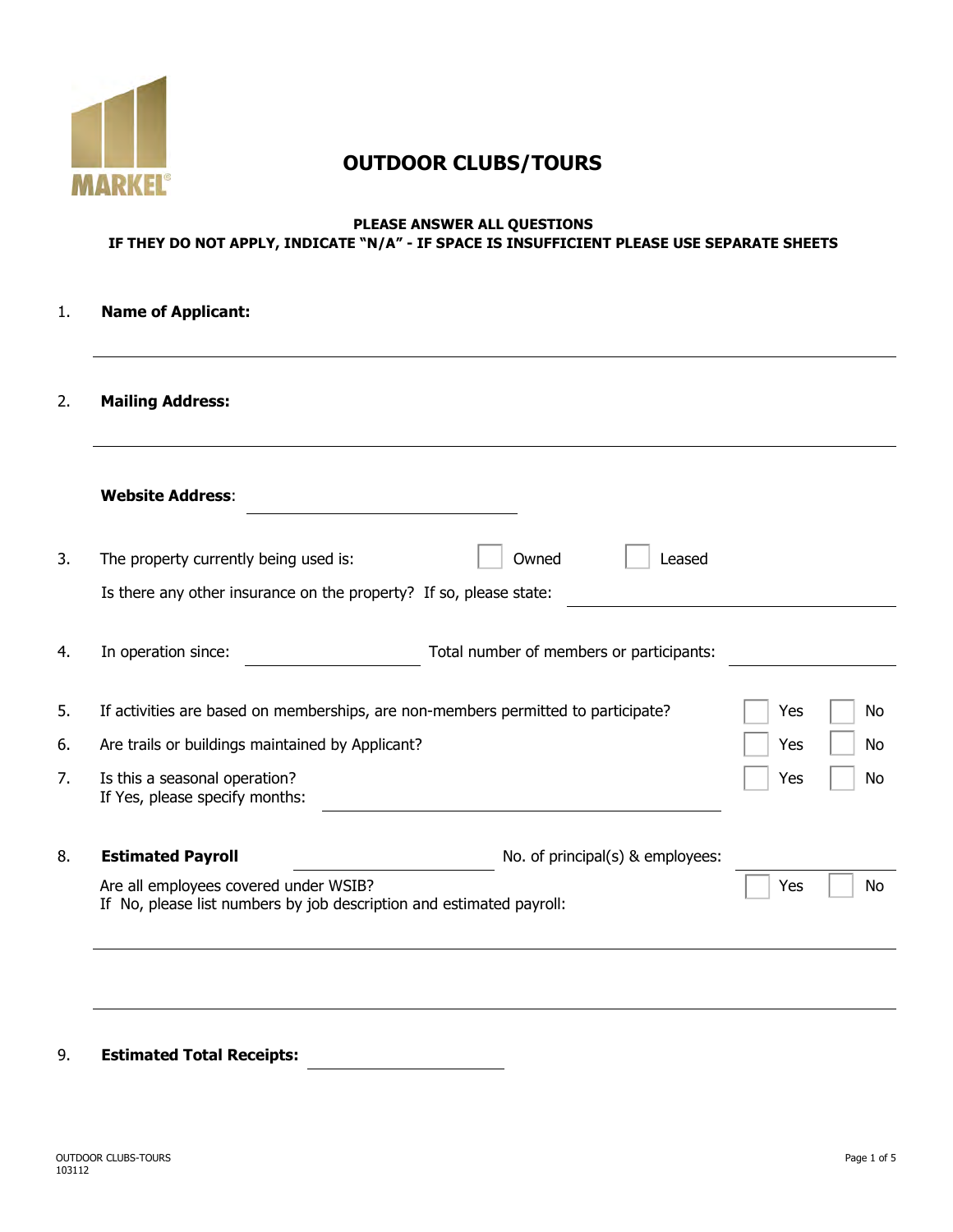MARKEL

# OUTDOOR CLUBS/TOURS

**PLEASE ANSWER ALL QUESTIONS**
**IF THEY DO NOT APPLY, INDICATE "N/A" - IF SPACE IS INSUFFICIENT PLEASE USE SEPARATE SHEETS**

1. **Name of Applicant:** ______________________________

2. **Mailing Address:** ______________________________

   **Website Address:** ______________________________

3. The property currently being used is: ☐ Owned ☐ Leased

   Is there any other insurance on the property? If so, please state: ______________________________

4. In operation since: ______________ Total number of members or participants: ______________

5. If activities are based on memberships, are non-members permitted to participate? ☐ Yes ☐ No

6. Are trails or buildings maintained by Applicant? ☐ Yes ☐ No

7. Is this a seasonal operation? ☐ Yes ☐ No
   If Yes, please specify months: ______________________________

8. **Estimated Payroll** ______________ No. of principal(s) & employees: ______________

   Are all employees covered under WSIB? ☐ Yes ☐ No
   If No, please list numbers by job description and estimated payroll:

   ______________________________

   ______________________________

9. **Estimated Total Receipts:** ______________

OUTDOOR CLUBS-TOURS
103112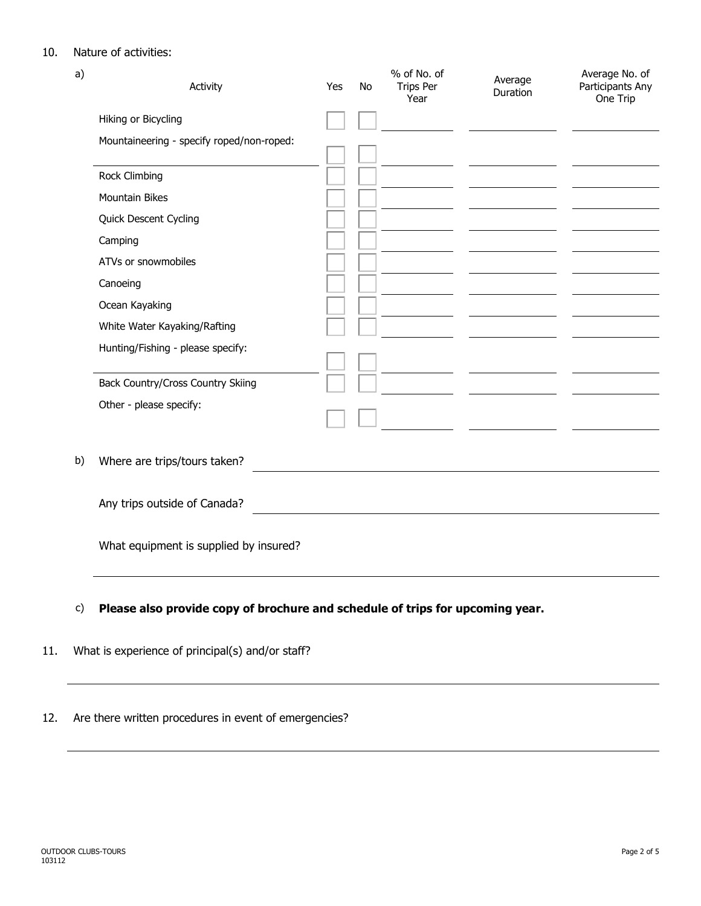10. Nature of activities:

a)

| Activity | Yes | No | % of No. of Trips Per Year | Average Duration | Average No. of Participants Any One Trip |
|---|---|---|---|---|---|
| Hiking or Bicycling | ☐ | ☐ | | | |
| Mountaineering - specify roped/non-roped: | ☐ | ☐ | | | |
| Rock Climbing | ☐ | ☐ | | | |
| Mountain Bikes | ☐ | ☐ | | | |
| Quick Descent Cycling | ☐ | ☐ | | | |
| Camping | ☐ | ☐ | | | |
| ATVs or snowmobiles | ☐ | ☐ | | | |
| Canoeing | ☐ | ☐ | | | |
| Ocean Kayaking | ☐ | ☐ | | | |
| White Water Kayaking/Rafting | ☐ | ☐ | | | |
| Hunting/Fishing - please specify: | ☐ | ☐ | | | |
| Back Country/Cross Country Skiing | ☐ | ☐ | | | |
| Other - please specify: | ☐ | ☐ | | | |

b) Where are trips/tours taken? ______________________________

Any trips outside of Canada? ______________________________

What equipment is supplied by insured?

______________________________

c) **Please also provide copy of brochure and schedule of trips for upcoming year.**

11. What is experience of principal(s) and/or staff?

______________________________

12. Are there written procedures in event of emergencies?

______________________________

OUTDOOR CLUBS-TOURS
103112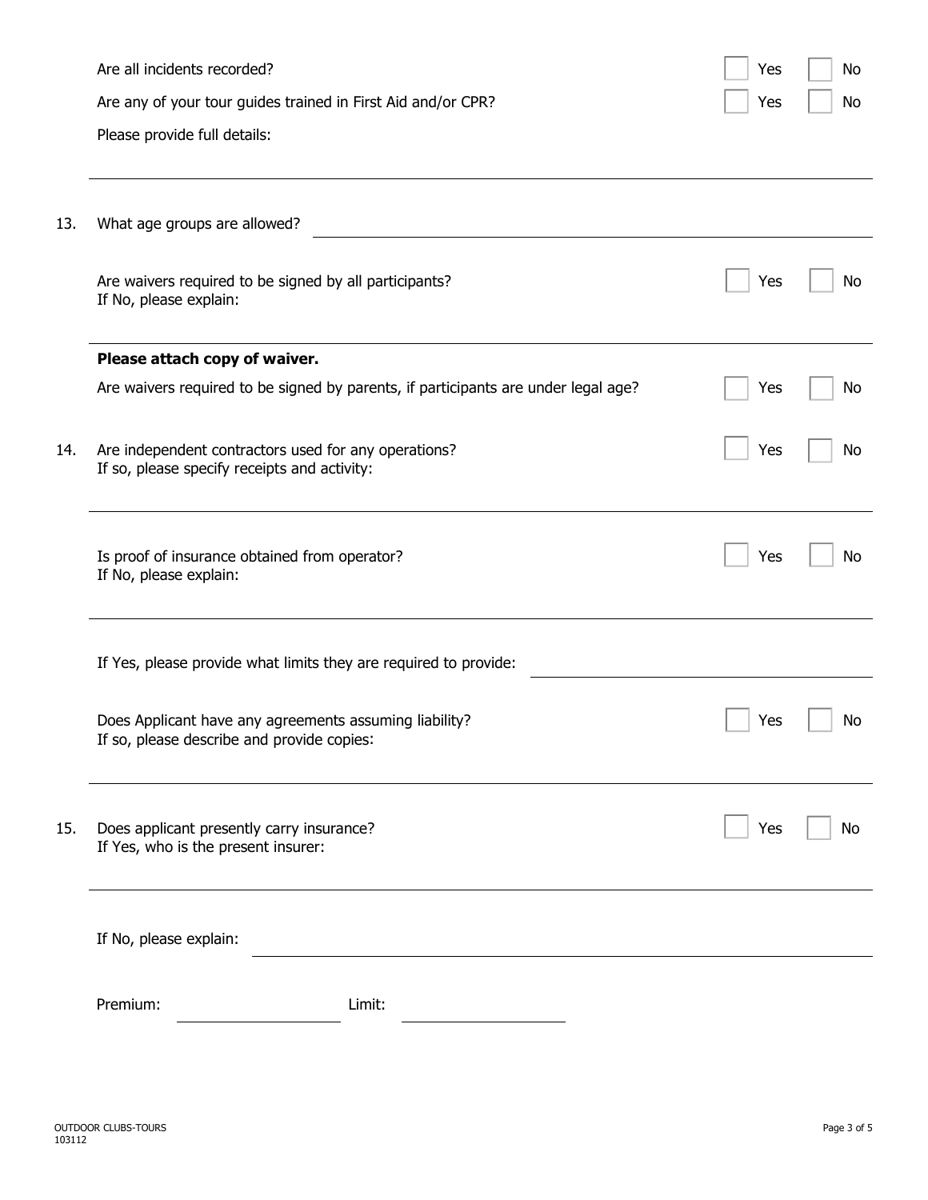Are all incidents recorded? ☐ Yes ☐ No

Are any of your tour guides trained in First Aid and/or CPR? ☐ Yes ☐ No

Please provide full details:

13. What age groups are allowed?

Are waivers required to be signed by all participants? ☐ Yes ☐ No
If No, please explain:

**Please attach copy of waiver.**

Are waivers required to be signed by parents, if participants are under legal age? ☐ Yes ☐ No

14. Are independent contractors used for any operations? ☐ Yes ☐ No
If so, please specify receipts and activity:

Is proof of insurance obtained from operator? ☐ Yes ☐ No
If No, please explain:

If Yes, please provide what limits they are required to provide:

Does Applicant have any agreements assuming liability? ☐ Yes ☐ No
If so, please describe and provide copies:

15. Does applicant presently carry insurance? ☐ Yes ☐ No
If Yes, who is the present insurer:

If No, please explain:

Premium: Limit: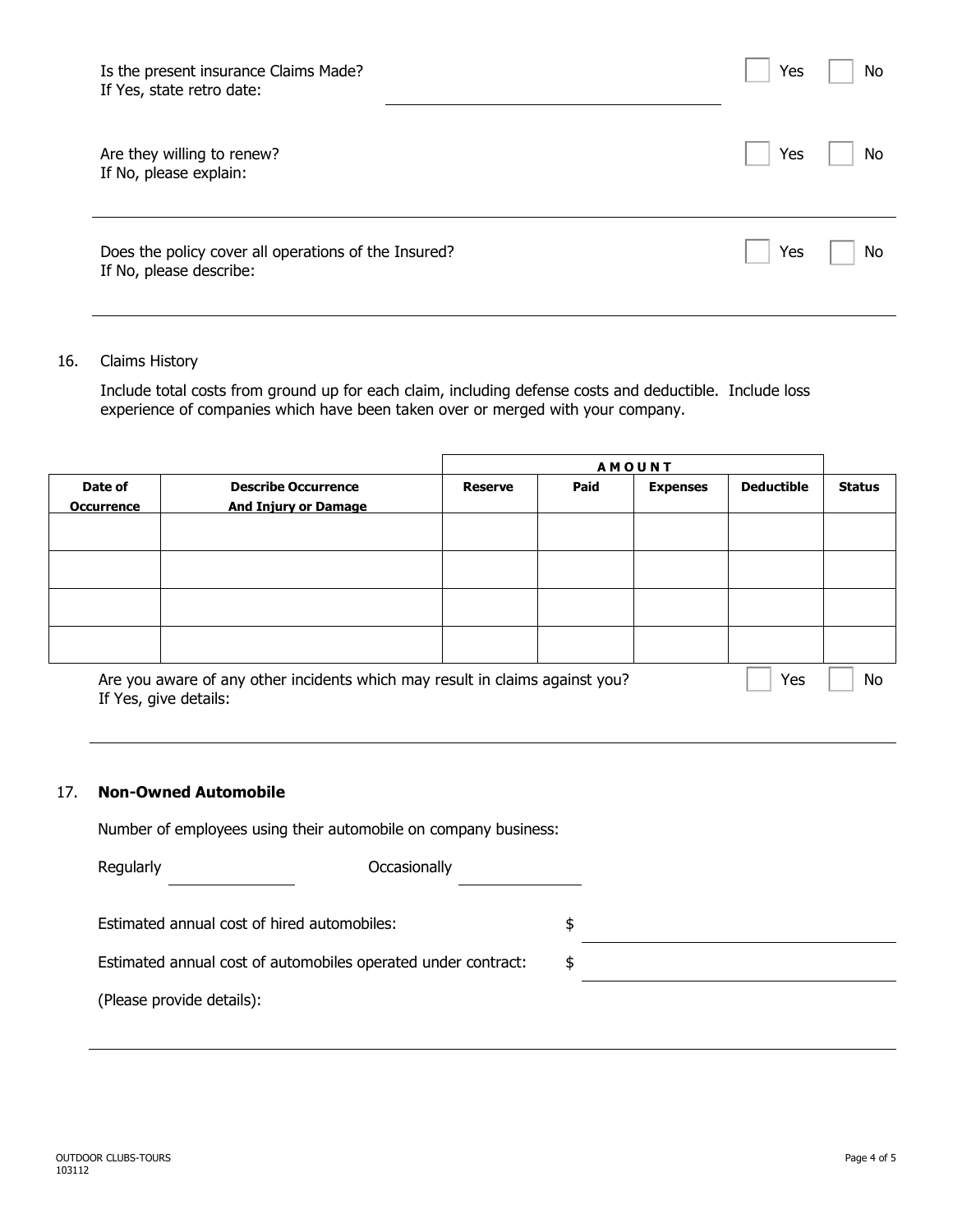Is the present insurance Claims Made? ☐ Yes ☐ No
If Yes, state retro date: ______________________________

Are they willing to renew? ☐ Yes ☐ No
If No, please explain:

______________________________________________________________________

Does the policy cover all operations of the Insured? ☐ Yes ☐ No
If No, please describe:

______________________________________________________________________

16. Claims History

Include total costs from ground up for each claim, including defense costs and deductible. Include loss experience of companies which have been taken over or merged with your company.

| | | AMOUNT | | | | |
|---|---|---|---|---|---|---|
| **Date of Occurrence** | **Describe Occurrence And Injury or Damage** | **Reserve** | **Paid** | **Expenses** | **Deductible** | **Status** |
| | | | | | | |
| | | | | | | |
| | | | | | | |
| | | | | | | |

Are you aware of any other incidents which may result in claims against you? ☐ Yes ☐ No
If Yes, give details:

______________________________________________________________________

17. **Non-Owned Automobile**

Number of employees using their automobile on company business:

Regularly ______________ Occasionally ______________

Estimated annual cost of hired automobiles: $ ______________________________

Estimated annual cost of automobiles operated under contract: $ ______________________________

(Please provide details):

______________________________________________________________________

OUTDOOR CLUBS-TOURS
103112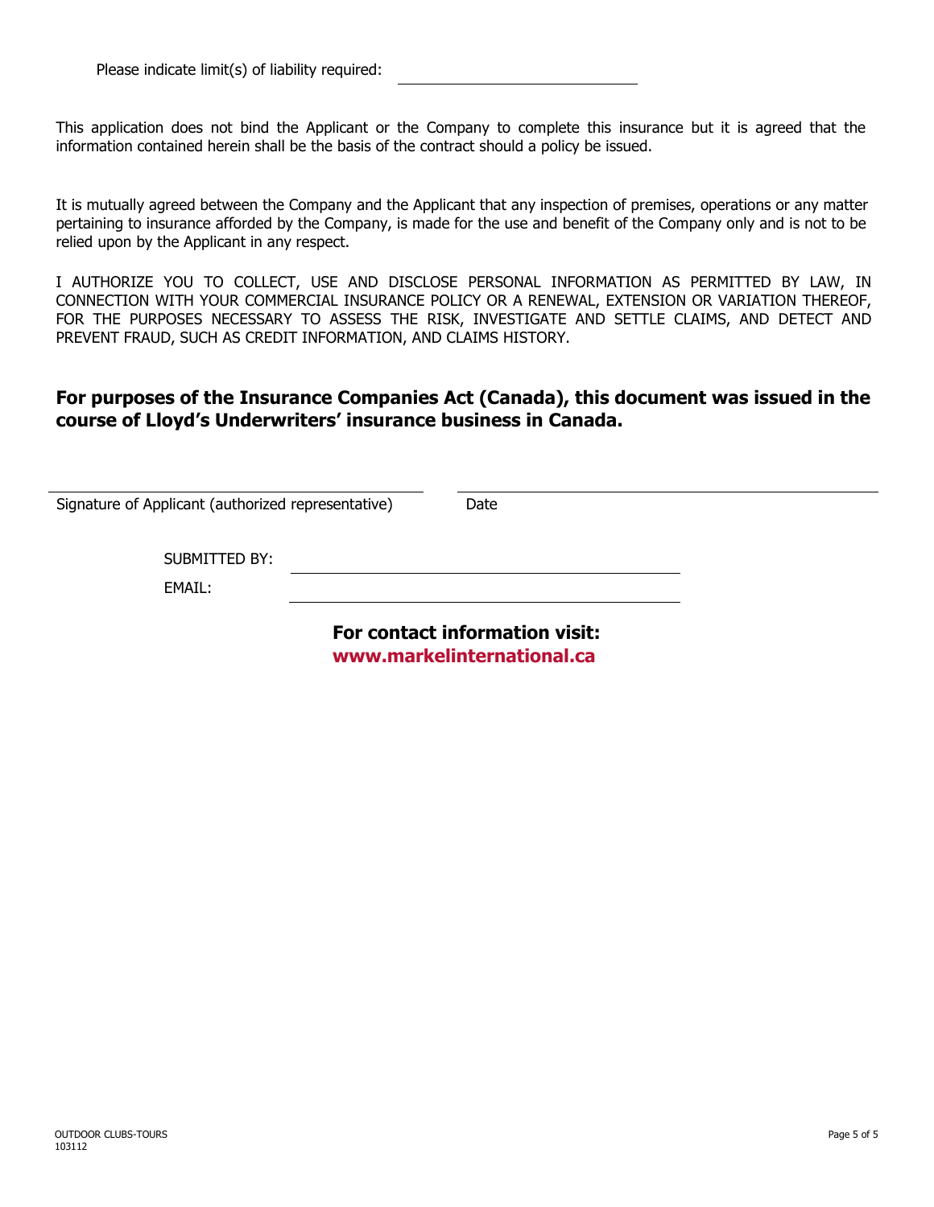Please indicate limit(s) of liability required: ______________________________

This application does not bind the Applicant or the Company to complete this insurance but it is agreed that the information contained herein shall be the basis of the contract should a policy be issued.

It is mutually agreed between the Company and the Applicant that any inspection of premises, operations or any matter pertaining to insurance afforded by the Company, is made for the use and benefit of the Company only and is not to be relied upon by the Applicant in any respect.

I AUTHORIZE YOU TO COLLECT, USE AND DISCLOSE PERSONAL INFORMATION AS PERMITTED BY LAW, IN CONNECTION WITH YOUR COMMERCIAL INSURANCE POLICY OR A RENEWAL, EXTENSION OR VARIATION THEREOF, FOR THE PURPOSES NECESSARY TO ASSESS THE RISK, INVESTIGATE AND SETTLE CLAIMS, AND DETECT AND PREVENT FRAUD, SUCH AS CREDIT INFORMATION, AND CLAIMS HISTORY.

**For purposes of the Insurance Companies Act (Canada), this document was issued in the course of Lloyd's Underwriters' insurance business in Canada.**

______________________________ ______________________________

Signature of Applicant (authorized representative) Date

SUBMITTED BY: ______________________________

EMAIL: ______________________________

**For contact information visit:**
**www.markelinternational.ca**

OUTDOOR CLUBS-TOURS
103112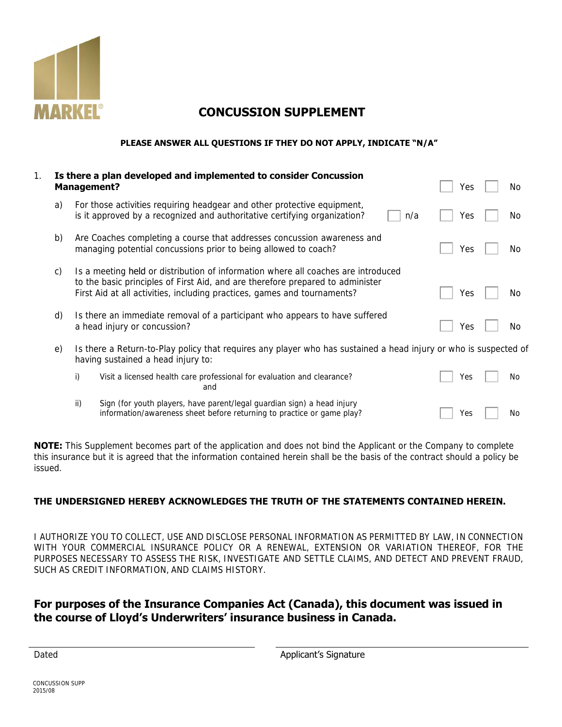MARKEL®

# CONCUSSION SUPPLEMENT

**PLEASE ANSWER ALL QUESTIONS IF THEY DO NOT APPLY, INDICATE "N/A"**

1. **Is there a plan developed and implemented to consider Concussion Management?** ☐ Yes ☐ No

   a) For those activities requiring headgear and other protective equipment, is it approved by a recognized and authoritative certifying organization? ☐ n/a ☐ Yes ☐ No

   b) Are Coaches completing a course that addresses concussion awareness and managing potential concussions prior to being allowed to coach? ☐ Yes ☐ No

   c) Is a meeting held or distribution of information where all coaches are introduced to the basic principles of First Aid, and are therefore prepared to administer First Aid at all activities, including practices, games and tournaments? ☐ Yes ☐ No

   d) Is there an immediate removal of a participant who appears to have suffered a head injury or concussion? ☐ Yes ☐ No

   e) Is there a Return-to-Play policy that requires any player who has sustained a head injury or who is suspected of having sustained a head injury to:

      i) Visit a licensed health care professional for evaluation and clearance? ☐ Yes ☐ No
      and

      ii) Sign (for youth players, have parent/legal guardian sign) a head injury information/awareness sheet before returning to practice or game play? ☐ Yes ☐ No

**NOTE:** This Supplement becomes part of the application and does not bind the Applicant or the Company to complete this insurance but it is agreed that the information contained herein shall be the basis of the contract should a policy be issued.

**THE UNDERSIGNED HEREBY ACKNOWLEDGES THE TRUTH OF THE STATEMENTS CONTAINED HEREIN.**

I AUTHORIZE YOU TO COLLECT, USE AND DISCLOSE PERSONAL INFORMATION AS PERMITTED BY LAW, IN CONNECTION WITH YOUR COMMERCIAL INSURANCE POLICY OR A RENEWAL, EXTENSION OR VARIATION THEREOF, FOR THE PURPOSES NECESSARY TO ASSESS THE RISK, INVESTIGATE AND SETTLE CLAIMS, AND DETECT AND PREVENT FRAUD, SUCH AS CREDIT INFORMATION, AND CLAIMS HISTORY.

**For purposes of the Insurance Companies Act (Canada), this document was issued in the course of Lloyd's Underwriters' insurance business in Canada.**

Dated ______________________ Applicant's Signature ______________________

CONCUSSION SUPP
2015/08